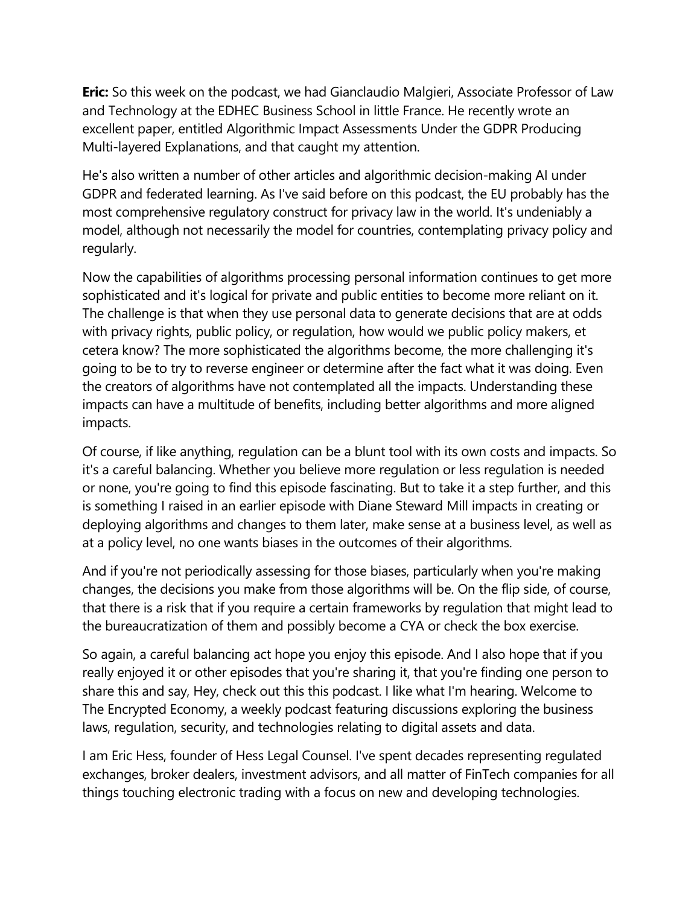**Eric:** So this week on the podcast, we had Gianclaudio Malgieri, Associate Professor of Law and Technology at the EDHEC Business School in little France. He recently wrote an excellent paper, entitled Algorithmic Impact Assessments Under the GDPR Producing Multi-layered Explanations, and that caught my attention.

He's also written a number of other articles and algorithmic decision-making AI under GDPR and federated learning. As I've said before on this podcast, the EU probably has the most comprehensive regulatory construct for privacy law in the world. It's undeniably a model, although not necessarily the model for countries, contemplating privacy policy and regularly.

Now the capabilities of algorithms processing personal information continues to get more sophisticated and it's logical for private and public entities to become more reliant on it. The challenge is that when they use personal data to generate decisions that are at odds with privacy rights, public policy, or regulation, how would we public policy makers, et cetera know? The more sophisticated the algorithms become, the more challenging it's going to be to try to reverse engineer or determine after the fact what it was doing. Even the creators of algorithms have not contemplated all the impacts. Understanding these impacts can have a multitude of benefits, including better algorithms and more aligned impacts.

Of course, if like anything, regulation can be a blunt tool with its own costs and impacts. So it's a careful balancing. Whether you believe more regulation or less regulation is needed or none, you're going to find this episode fascinating. But to take it a step further, and this is something I raised in an earlier episode with Diane Steward Mill impacts in creating or deploying algorithms and changes to them later, make sense at a business level, as well as at a policy level, no one wants biases in the outcomes of their algorithms.

And if you're not periodically assessing for those biases, particularly when you're making changes, the decisions you make from those algorithms will be. On the flip side, of course, that there is a risk that if you require a certain frameworks by regulation that might lead to the bureaucratization of them and possibly become a CYA or check the box exercise.

So again, a careful balancing act hope you enjoy this episode. And I also hope that if you really enjoyed it or other episodes that you're sharing it, that you're finding one person to share this and say, Hey, check out this this podcast. I like what I'm hearing. Welcome to The Encrypted Economy, a weekly podcast featuring discussions exploring the business laws, regulation, security, and technologies relating to digital assets and data.

I am Eric Hess, founder of Hess Legal Counsel. I've spent decades representing regulated exchanges, broker dealers, investment advisors, and all matter of FinTech companies for all things touching electronic trading with a focus on new and developing technologies.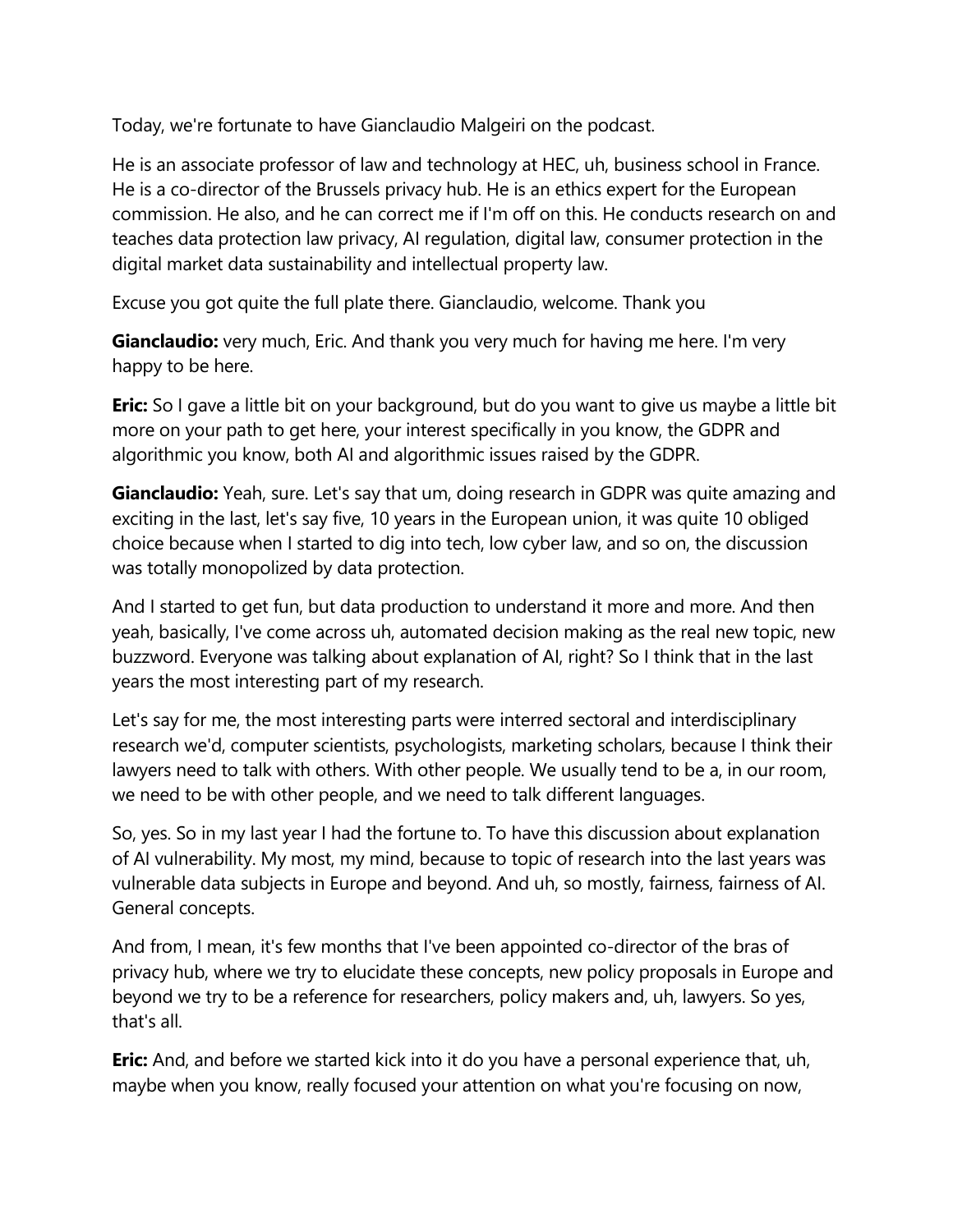Today, we're fortunate to have Gianclaudio Malgeiri on the podcast.

He is an associate professor of law and technology at HEC, uh, business school in France. He is a co-director of the Brussels privacy hub. He is an ethics expert for the European commission. He also, and he can correct me if I'm off on this. He conducts research on and teaches data protection law privacy, AI regulation, digital law, consumer protection in the digital market data sustainability and intellectual property law.

Excuse you got quite the full plate there. Gianclaudio, welcome. Thank you

**Gianclaudio:** very much, Eric. And thank you very much for having me here. I'm very happy to be here.

**Eric:** So I gave a little bit on your background, but do you want to give us maybe a little bit more on your path to get here, your interest specifically in you know, the GDPR and algorithmic you know, both AI and algorithmic issues raised by the GDPR.

**Gianclaudio:** Yeah, sure. Let's say that um, doing research in GDPR was quite amazing and exciting in the last, let's say five, 10 years in the European union, it was quite 10 obliged choice because when I started to dig into tech, low cyber law, and so on, the discussion was totally monopolized by data protection.

And I started to get fun, but data production to understand it more and more. And then yeah, basically, I've come across uh, automated decision making as the real new topic, new buzzword. Everyone was talking about explanation of AI, right? So I think that in the last years the most interesting part of my research.

Let's say for me, the most interesting parts were interred sectoral and interdisciplinary research we'd, computer scientists, psychologists, marketing scholars, because I think their lawyers need to talk with others. With other people. We usually tend to be a, in our room, we need to be with other people, and we need to talk different languages.

So, yes. So in my last year I had the fortune to. To have this discussion about explanation of AI vulnerability. My most, my mind, because to topic of research into the last years was vulnerable data subjects in Europe and beyond. And uh, so mostly, fairness, fairness of AI. General concepts.

And from, I mean, it's few months that I've been appointed co-director of the bras of privacy hub, where we try to elucidate these concepts, new policy proposals in Europe and beyond we try to be a reference for researchers, policy makers and, uh, lawyers. So yes, that's all.

**Eric:** And, and before we started kick into it do you have a personal experience that, uh, maybe when you know, really focused your attention on what you're focusing on now,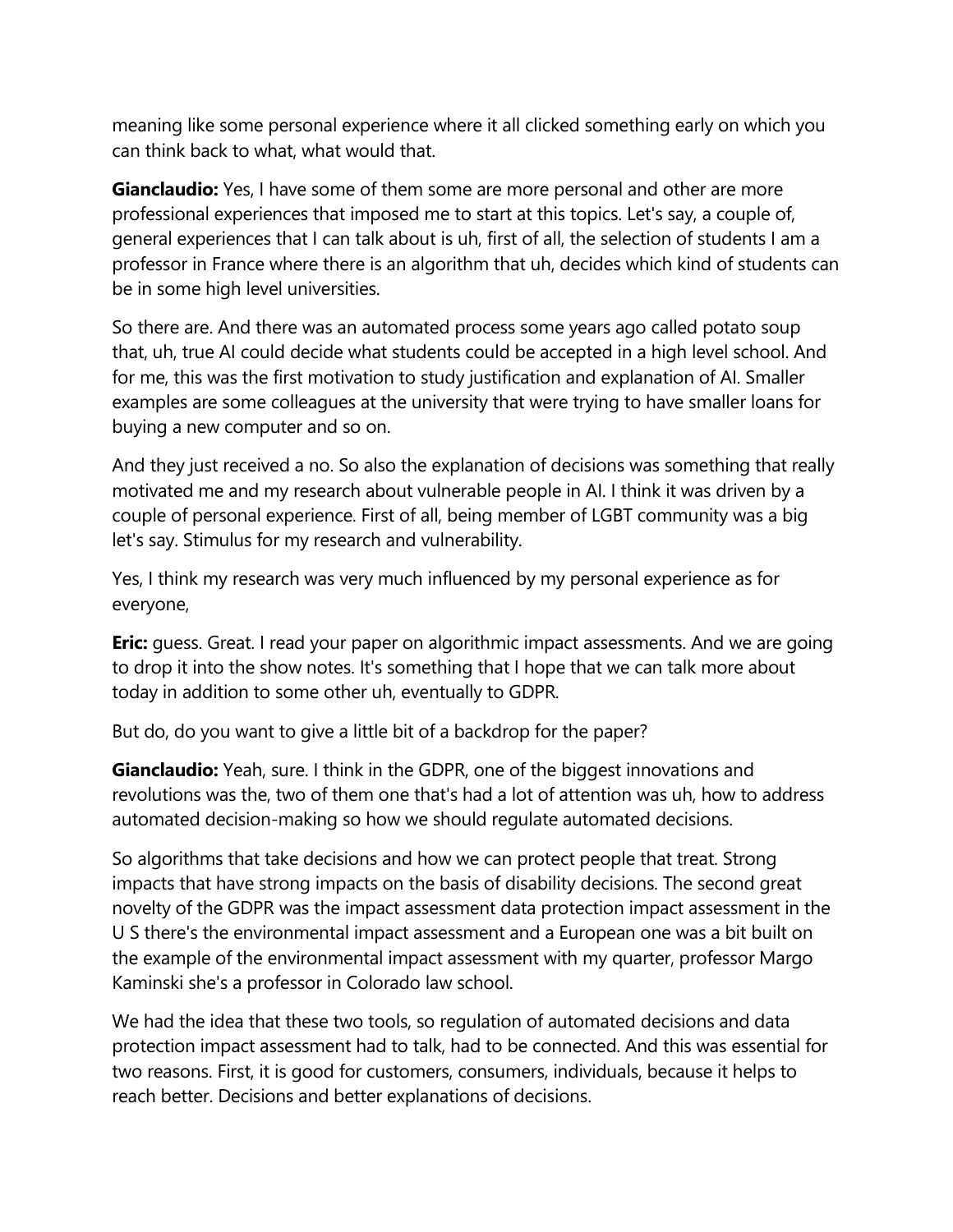meaning like some personal experience where it all clicked something early on which you can think back to what, what would that.

**Gianclaudio:** Yes, I have some of them some are more personal and other are more professional experiences that imposed me to start at this topics. Let's say, a couple of, general experiences that I can talk about is uh, first of all, the selection of students I am a professor in France where there is an algorithm that uh, decides which kind of students can be in some high level universities.

So there are. And there was an automated process some years ago called potato soup that, uh, true AI could decide what students could be accepted in a high level school. And for me, this was the first motivation to study justification and explanation of AI. Smaller examples are some colleagues at the university that were trying to have smaller loans for buying a new computer and so on.

And they just received a no. So also the explanation of decisions was something that really motivated me and my research about vulnerable people in AI. I think it was driven by a couple of personal experience. First of all, being member of LGBT community was a big let's say. Stimulus for my research and vulnerability.

Yes, I think my research was very much influenced by my personal experience as for everyone,

**Eric:** guess. Great. I read your paper on algorithmic impact assessments. And we are going to drop it into the show notes. It's something that I hope that we can talk more about today in addition to some other uh, eventually to GDPR.

But do, do you want to give a little bit of a backdrop for the paper?

**Gianclaudio:** Yeah, sure. I think in the GDPR, one of the biggest innovations and revolutions was the, two of them one that's had a lot of attention was uh, how to address automated decision-making so how we should regulate automated decisions.

So algorithms that take decisions and how we can protect people that treat. Strong impacts that have strong impacts on the basis of disability decisions. The second great novelty of the GDPR was the impact assessment data protection impact assessment in the U S there's the environmental impact assessment and a European one was a bit built on the example of the environmental impact assessment with my quarter, professor Margo Kaminski she's a professor in Colorado law school.

We had the idea that these two tools, so regulation of automated decisions and data protection impact assessment had to talk, had to be connected. And this was essential for two reasons. First, it is good for customers, consumers, individuals, because it helps to reach better. Decisions and better explanations of decisions.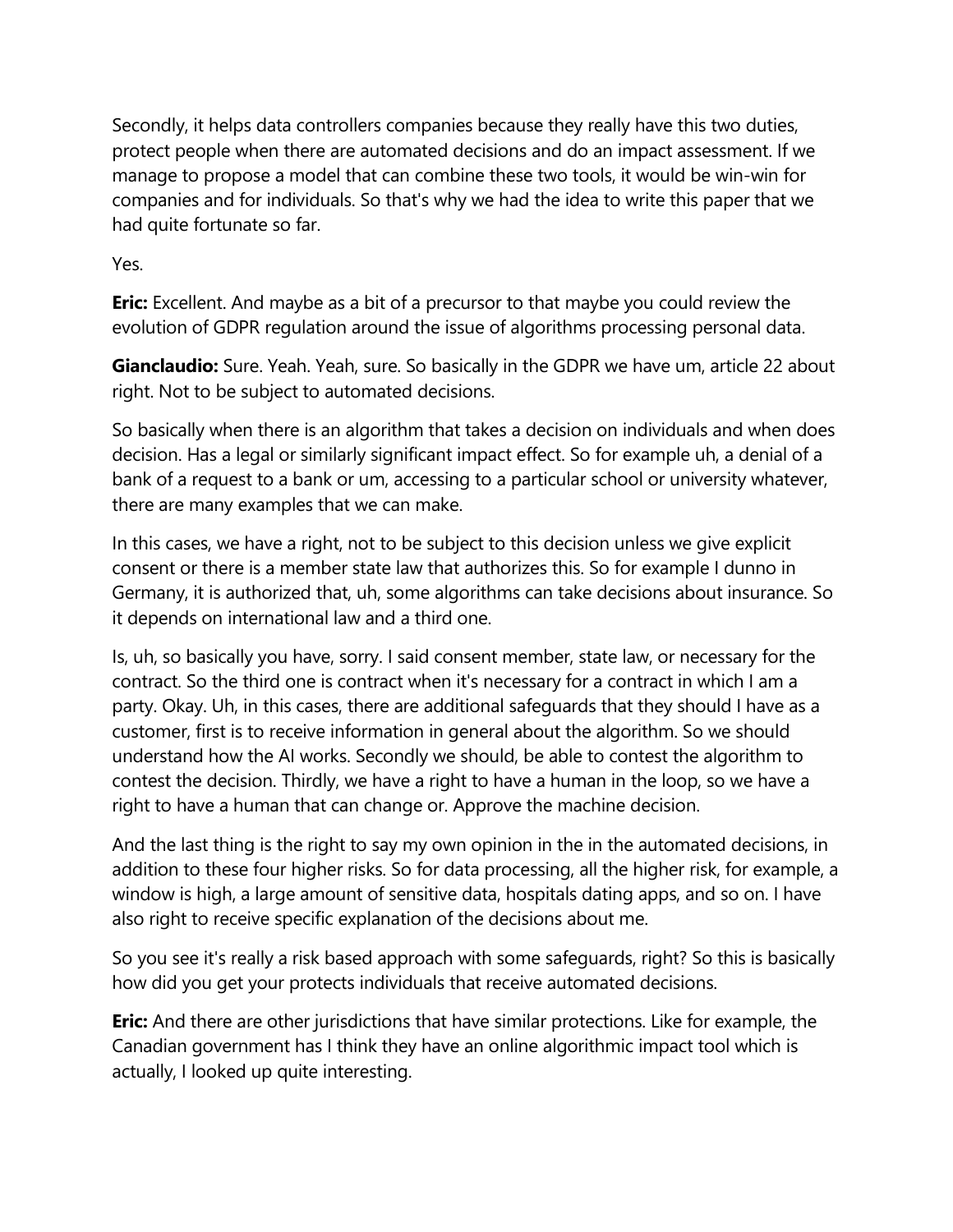Secondly, it helps data controllers companies because they really have this two duties, protect people when there are automated decisions and do an impact assessment. If we manage to propose a model that can combine these two tools, it would be win-win for companies and for individuals. So that's why we had the idea to write this paper that we had quite fortunate so far.

Yes.

**Eric:** Excellent. And maybe as a bit of a precursor to that maybe you could review the evolution of GDPR regulation around the issue of algorithms processing personal data.

**Gianclaudio:** Sure. Yeah. Yeah, sure. So basically in the GDPR we have um, article 22 about right. Not to be subject to automated decisions.

So basically when there is an algorithm that takes a decision on individuals and when does decision. Has a legal or similarly significant impact effect. So for example uh, a denial of a bank of a request to a bank or um, accessing to a particular school or university whatever, there are many examples that we can make.

In this cases, we have a right, not to be subject to this decision unless we give explicit consent or there is a member state law that authorizes this. So for example I dunno in Germany, it is authorized that, uh, some algorithms can take decisions about insurance. So it depends on international law and a third one.

Is, uh, so basically you have, sorry. I said consent member, state law, or necessary for the contract. So the third one is contract when it's necessary for a contract in which I am a party. Okay. Uh, in this cases, there are additional safeguards that they should I have as a customer, first is to receive information in general about the algorithm. So we should understand how the AI works. Secondly we should, be able to contest the algorithm to contest the decision. Thirdly, we have a right to have a human in the loop, so we have a right to have a human that can change or. Approve the machine decision.

And the last thing is the right to say my own opinion in the in the automated decisions, in addition to these four higher risks. So for data processing, all the higher risk, for example, a window is high, a large amount of sensitive data, hospitals dating apps, and so on. I have also right to receive specific explanation of the decisions about me.

So you see it's really a risk based approach with some safeguards, right? So this is basically how did you get your protects individuals that receive automated decisions.

**Eric:** And there are other jurisdictions that have similar protections. Like for example, the Canadian government has I think they have an online algorithmic impact tool which is actually, I looked up quite interesting.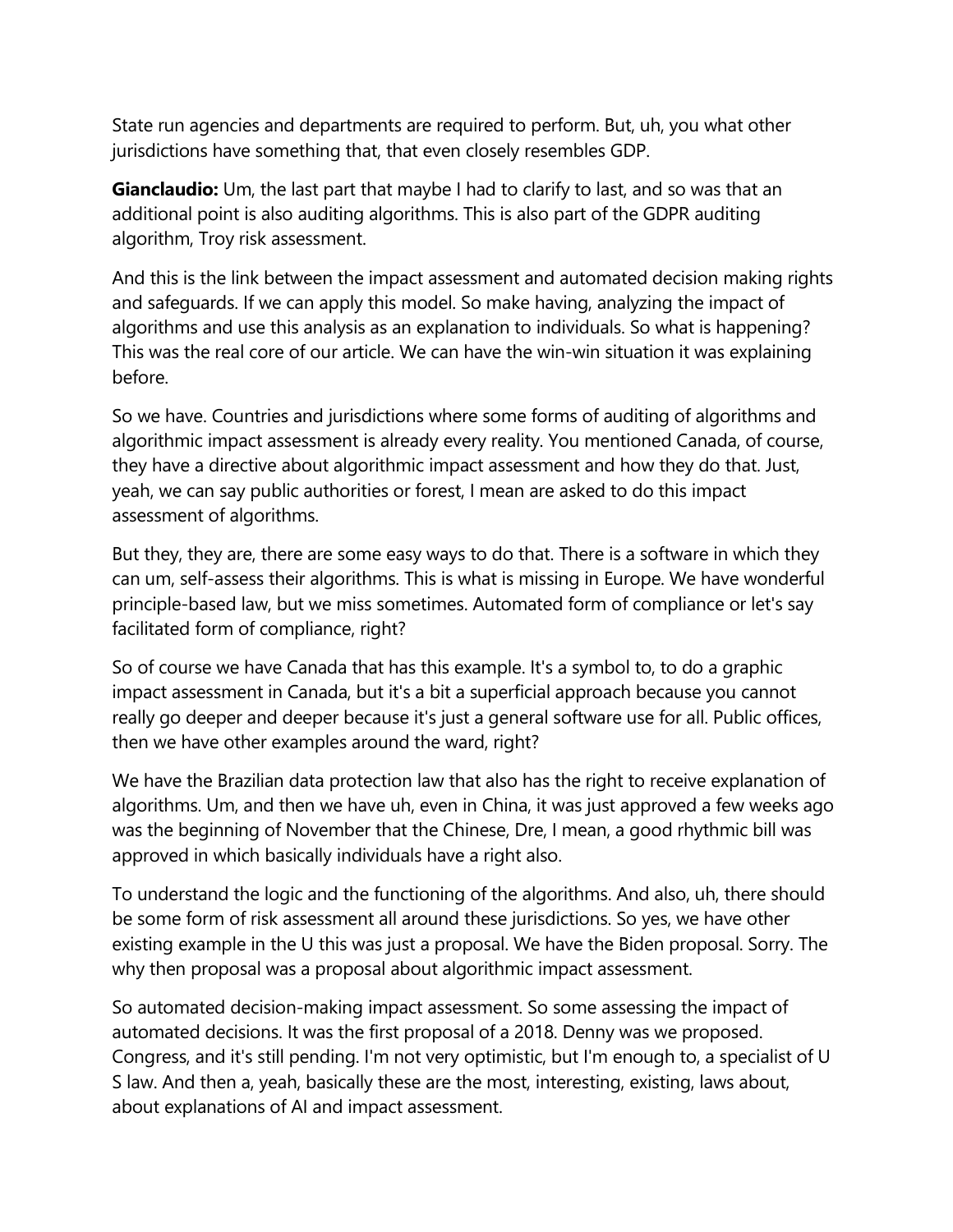State run agencies and departments are required to perform. But, uh, you what other jurisdictions have something that, that even closely resembles GDP.

**Gianclaudio:** Um, the last part that maybe I had to clarify to last, and so was that an additional point is also auditing algorithms. This is also part of the GDPR auditing algorithm, Troy risk assessment.

And this is the link between the impact assessment and automated decision making rights and safeguards. If we can apply this model. So make having, analyzing the impact of algorithms and use this analysis as an explanation to individuals. So what is happening? This was the real core of our article. We can have the win-win situation it was explaining before.

So we have. Countries and jurisdictions where some forms of auditing of algorithms and algorithmic impact assessment is already every reality. You mentioned Canada, of course, they have a directive about algorithmic impact assessment and how they do that. Just, yeah, we can say public authorities or forest, I mean are asked to do this impact assessment of algorithms.

But they, they are, there are some easy ways to do that. There is a software in which they can um, self-assess their algorithms. This is what is missing in Europe. We have wonderful principle-based law, but we miss sometimes. Automated form of compliance or let's say facilitated form of compliance, right?

So of course we have Canada that has this example. It's a symbol to, to do a graphic impact assessment in Canada, but it's a bit a superficial approach because you cannot really go deeper and deeper because it's just a general software use for all. Public offices, then we have other examples around the ward, right?

We have the Brazilian data protection law that also has the right to receive explanation of algorithms. Um, and then we have uh, even in China, it was just approved a few weeks ago was the beginning of November that the Chinese, Dre, I mean, a good rhythmic bill was approved in which basically individuals have a right also.

To understand the logic and the functioning of the algorithms. And also, uh, there should be some form of risk assessment all around these jurisdictions. So yes, we have other existing example in the U this was just a proposal. We have the Biden proposal. Sorry. The why then proposal was a proposal about algorithmic impact assessment.

So automated decision-making impact assessment. So some assessing the impact of automated decisions. It was the first proposal of a 2018. Denny was we proposed. Congress, and it's still pending. I'm not very optimistic, but I'm enough to, a specialist of U S law. And then a, yeah, basically these are the most, interesting, existing, laws about, about explanations of AI and impact assessment.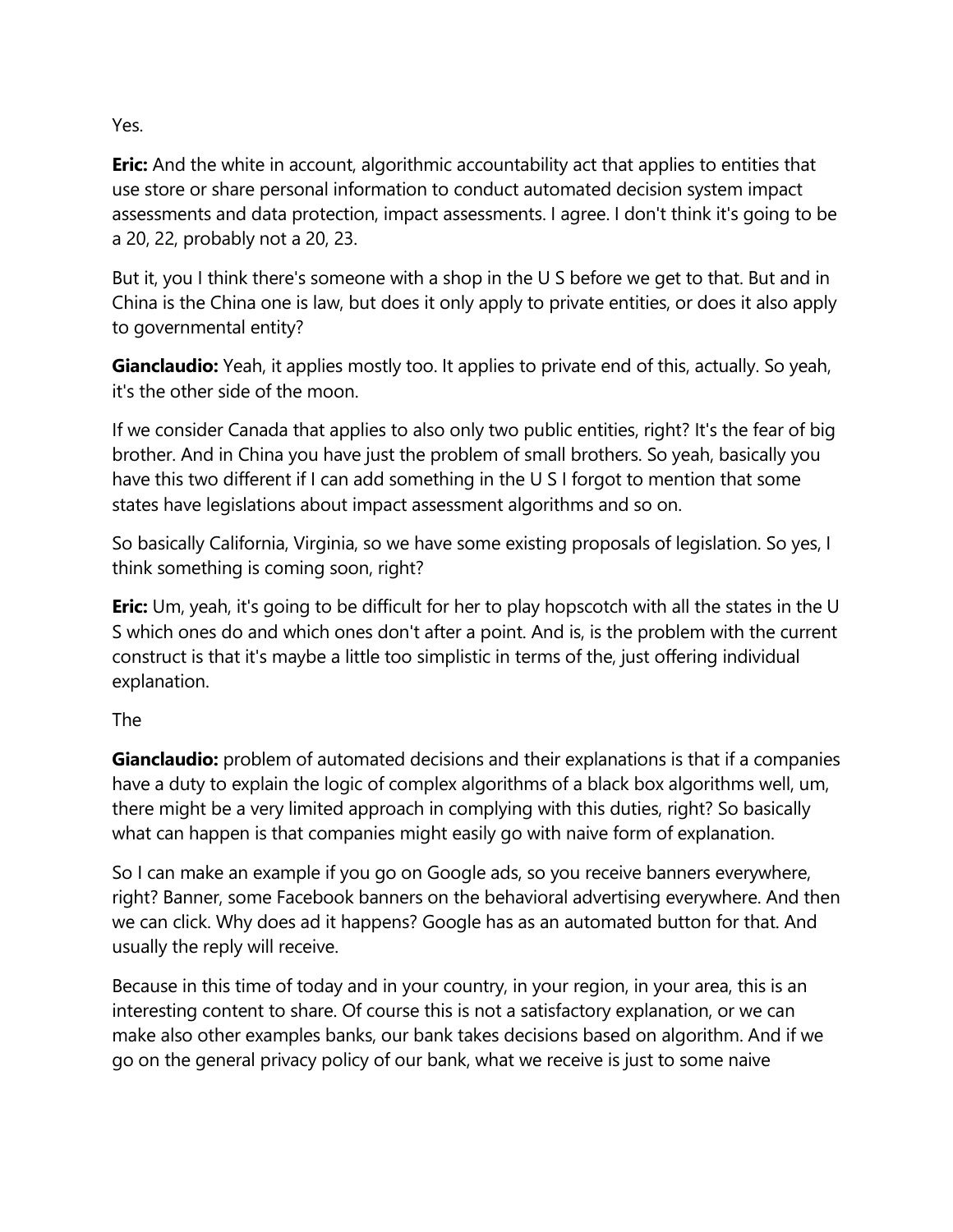Yes.

**Eric:** And the white in account, algorithmic accountability act that applies to entities that use store or share personal information to conduct automated decision system impact assessments and data protection, impact assessments. I agree. I don't think it's going to be a 20, 22, probably not a 20, 23.

But it, you I think there's someone with a shop in the U S before we get to that. But and in China is the China one is law, but does it only apply to private entities, or does it also apply to governmental entity?

**Gianclaudio:** Yeah, it applies mostly too. It applies to private end of this, actually. So yeah, it's the other side of the moon.

If we consider Canada that applies to also only two public entities, right? It's the fear of big brother. And in China you have just the problem of small brothers. So yeah, basically you have this two different if I can add something in the U S I forgot to mention that some states have legislations about impact assessment algorithms and so on.

So basically California, Virginia, so we have some existing proposals of legislation. So yes, I think something is coming soon, right?

**Eric:** Um, yeah, it's going to be difficult for her to play hopscotch with all the states in the U S which ones do and which ones don't after a point. And is, is the problem with the current construct is that it's maybe a little too simplistic in terms of the, just offering individual explanation.

The

**Gianclaudio:** problem of automated decisions and their explanations is that if a companies have a duty to explain the logic of complex algorithms of a black box algorithms well, um, there might be a very limited approach in complying with this duties, right? So basically what can happen is that companies might easily go with naive form of explanation.

So I can make an example if you go on Google ads, so you receive banners everywhere, right? Banner, some Facebook banners on the behavioral advertising everywhere. And then we can click. Why does ad it happens? Google has as an automated button for that. And usually the reply will receive.

Because in this time of today and in your country, in your region, in your area, this is an interesting content to share. Of course this is not a satisfactory explanation, or we can make also other examples banks, our bank takes decisions based on algorithm. And if we go on the general privacy policy of our bank, what we receive is just to some naive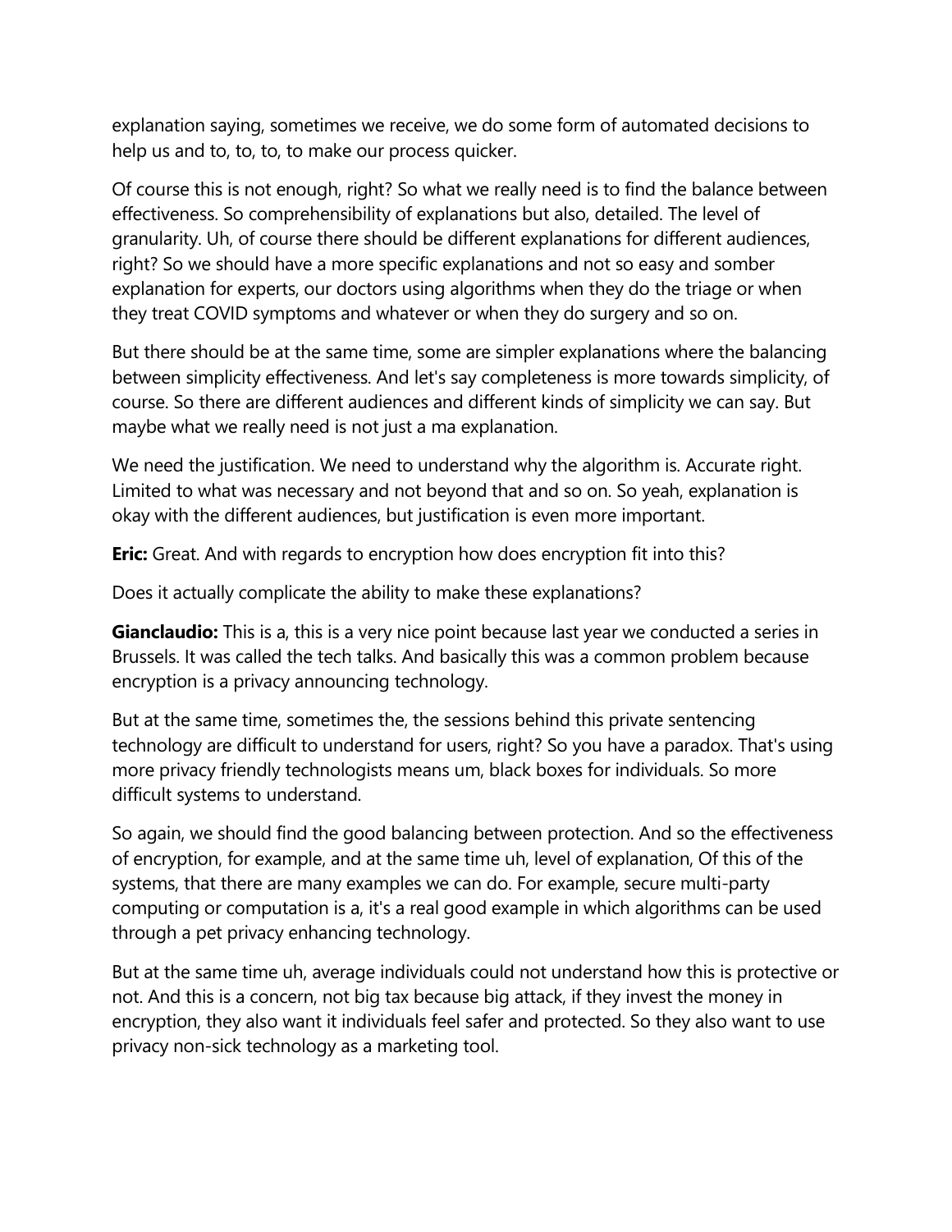explanation saying, sometimes we receive, we do some form of automated decisions to help us and to, to, to, to make our process quicker.

Of course this is not enough, right? So what we really need is to find the balance between effectiveness. So comprehensibility of explanations but also, detailed. The level of granularity. Uh, of course there should be different explanations for different audiences, right? So we should have a more specific explanations and not so easy and somber explanation for experts, our doctors using algorithms when they do the triage or when they treat COVID symptoms and whatever or when they do surgery and so on.

But there should be at the same time, some are simpler explanations where the balancing between simplicity effectiveness. And let's say completeness is more towards simplicity, of course. So there are different audiences and different kinds of simplicity we can say. But maybe what we really need is not just a ma explanation.

We need the justification. We need to understand why the algorithm is. Accurate right. Limited to what was necessary and not beyond that and so on. So yeah, explanation is okay with the different audiences, but justification is even more important.

**Eric:** Great. And with regards to encryption how does encryption fit into this?

Does it actually complicate the ability to make these explanations?

**Gianclaudio:** This is a, this is a very nice point because last year we conducted a series in Brussels. It was called the tech talks. And basically this was a common problem because encryption is a privacy announcing technology.

But at the same time, sometimes the, the sessions behind this private sentencing technology are difficult to understand for users, right? So you have a paradox. That's using more privacy friendly technologists means um, black boxes for individuals. So more difficult systems to understand.

So again, we should find the good balancing between protection. And so the effectiveness of encryption, for example, and at the same time uh, level of explanation, Of this of the systems, that there are many examples we can do. For example, secure multi-party computing or computation is a, it's a real good example in which algorithms can be used through a pet privacy enhancing technology.

But at the same time uh, average individuals could not understand how this is protective or not. And this is a concern, not big tax because big attack, if they invest the money in encryption, they also want it individuals feel safer and protected. So they also want to use privacy non-sick technology as a marketing tool.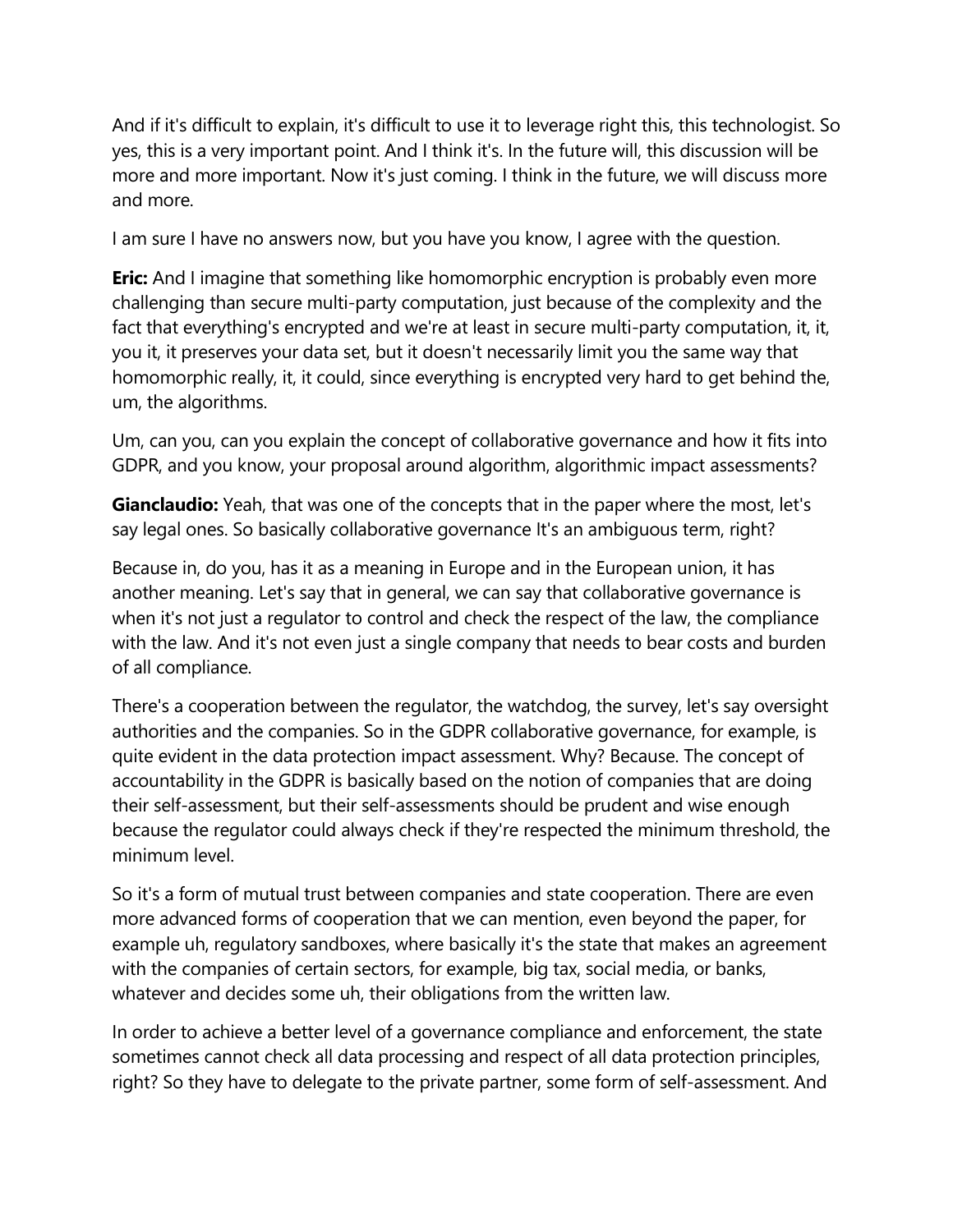And if it's difficult to explain, it's difficult to use it to leverage right this, this technologist. So yes, this is a very important point. And I think it's. In the future will, this discussion will be more and more important. Now it's just coming. I think in the future, we will discuss more and more.

I am sure I have no answers now, but you have you know, I agree with the question.

**Eric:** And I imagine that something like homomorphic encryption is probably even more challenging than secure multi-party computation, just because of the complexity and the fact that everything's encrypted and we're at least in secure multi-party computation, it, it, you it, it preserves your data set, but it doesn't necessarily limit you the same way that homomorphic really, it, it could, since everything is encrypted very hard to get behind the, um, the algorithms.

Um, can you, can you explain the concept of collaborative governance and how it fits into GDPR, and you know, your proposal around algorithm, algorithmic impact assessments?

**Gianclaudio:** Yeah, that was one of the concepts that in the paper where the most, let's say legal ones. So basically collaborative governance It's an ambiguous term, right?

Because in, do you, has it as a meaning in Europe and in the European union, it has another meaning. Let's say that in general, we can say that collaborative governance is when it's not just a regulator to control and check the respect of the law, the compliance with the law. And it's not even just a single company that needs to bear costs and burden of all compliance.

There's a cooperation between the regulator, the watchdog, the survey, let's say oversight authorities and the companies. So in the GDPR collaborative governance, for example, is quite evident in the data protection impact assessment. Why? Because. The concept of accountability in the GDPR is basically based on the notion of companies that are doing their self-assessment, but their self-assessments should be prudent and wise enough because the regulator could always check if they're respected the minimum threshold, the minimum level.

So it's a form of mutual trust between companies and state cooperation. There are even more advanced forms of cooperation that we can mention, even beyond the paper, for example uh, regulatory sandboxes, where basically it's the state that makes an agreement with the companies of certain sectors, for example, big tax, social media, or banks, whatever and decides some uh, their obligations from the written law.

In order to achieve a better level of a governance compliance and enforcement, the state sometimes cannot check all data processing and respect of all data protection principles, right? So they have to delegate to the private partner, some form of self-assessment. And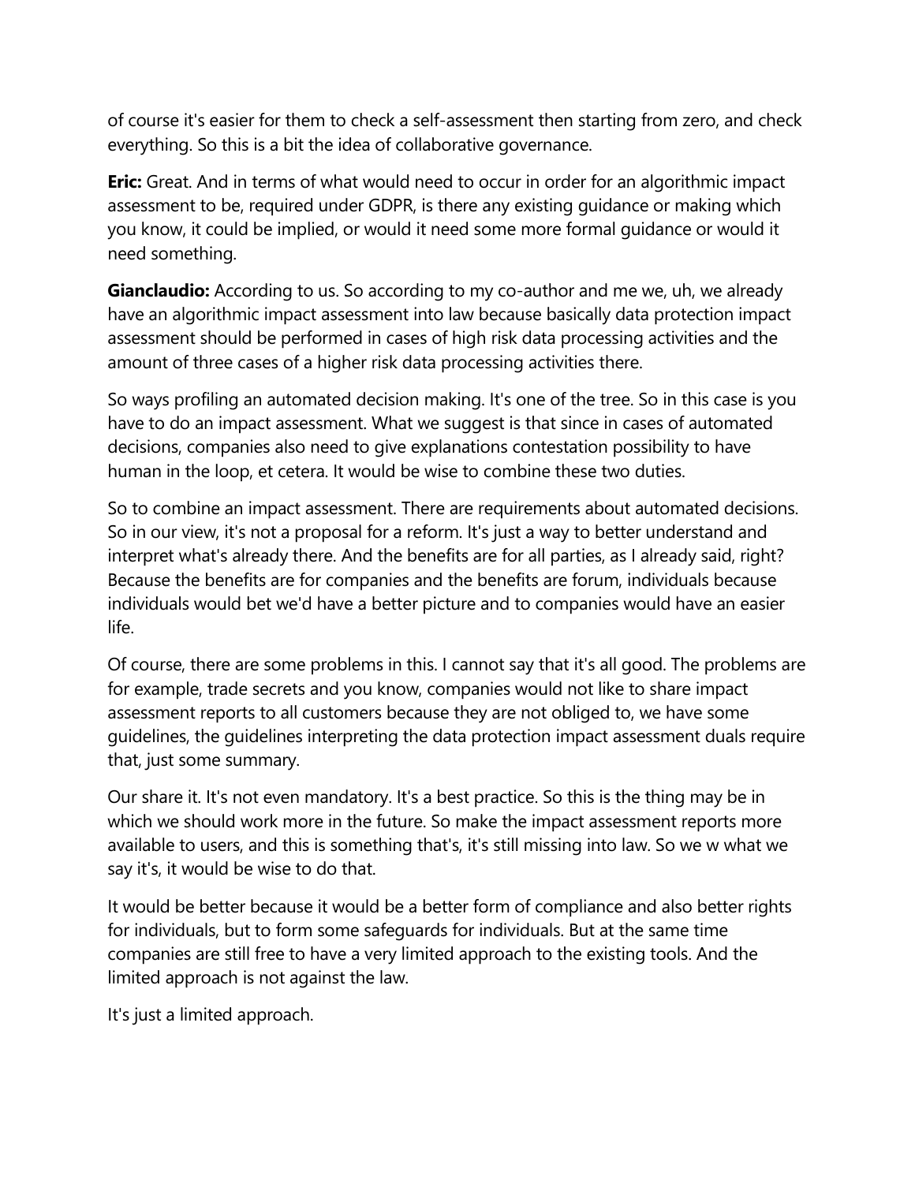of course it's easier for them to check a self-assessment then starting from zero, and check everything. So this is a bit the idea of collaborative governance.

**Eric:** Great. And in terms of what would need to occur in order for an algorithmic impact assessment to be, required under GDPR, is there any existing guidance or making which you know, it could be implied, or would it need some more formal guidance or would it need something.

**Gianclaudio:** According to us. So according to my co-author and me we, uh, we already have an algorithmic impact assessment into law because basically data protection impact assessment should be performed in cases of high risk data processing activities and the amount of three cases of a higher risk data processing activities there.

So ways profiling an automated decision making. It's one of the tree. So in this case is you have to do an impact assessment. What we suggest is that since in cases of automated decisions, companies also need to give explanations contestation possibility to have human in the loop, et cetera. It would be wise to combine these two duties.

So to combine an impact assessment. There are requirements about automated decisions. So in our view, it's not a proposal for a reform. It's just a way to better understand and interpret what's already there. And the benefits are for all parties, as I already said, right? Because the benefits are for companies and the benefits are forum, individuals because individuals would bet we'd have a better picture and to companies would have an easier life.

Of course, there are some problems in this. I cannot say that it's all good. The problems are for example, trade secrets and you know, companies would not like to share impact assessment reports to all customers because they are not obliged to, we have some guidelines, the guidelines interpreting the data protection impact assessment duals require that, just some summary.

Our share it. It's not even mandatory. It's a best practice. So this is the thing may be in which we should work more in the future. So make the impact assessment reports more available to users, and this is something that's, it's still missing into law. So we w what we say it's, it would be wise to do that.

It would be better because it would be a better form of compliance and also better rights for individuals, but to form some safeguards for individuals. But at the same time companies are still free to have a very limited approach to the existing tools. And the limited approach is not against the law.

It's just a limited approach.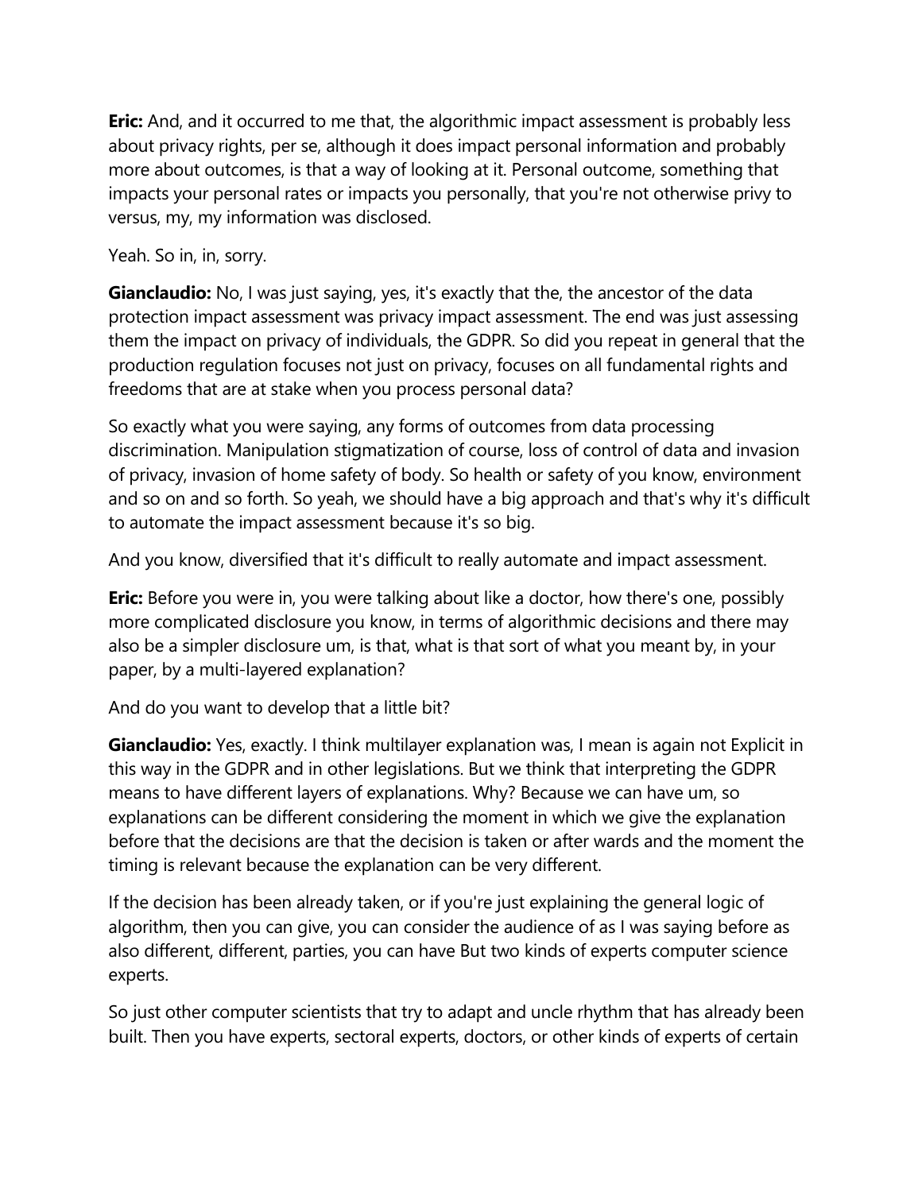**Eric:** And, and it occurred to me that, the algorithmic impact assessment is probably less about privacy rights, per se, although it does impact personal information and probably more about outcomes, is that a way of looking at it. Personal outcome, something that impacts your personal rates or impacts you personally, that you're not otherwise privy to versus, my, my information was disclosed.

Yeah. So in, in, sorry.

**Gianclaudio:** No, I was just saying, yes, it's exactly that the, the ancestor of the data protection impact assessment was privacy impact assessment. The end was just assessing them the impact on privacy of individuals, the GDPR. So did you repeat in general that the production regulation focuses not just on privacy, focuses on all fundamental rights and freedoms that are at stake when you process personal data?

So exactly what you were saying, any forms of outcomes from data processing discrimination. Manipulation stigmatization of course, loss of control of data and invasion of privacy, invasion of home safety of body. So health or safety of you know, environment and so on and so forth. So yeah, we should have a big approach and that's why it's difficult to automate the impact assessment because it's so big.

And you know, diversified that it's difficult to really automate and impact assessment.

**Eric:** Before you were in, you were talking about like a doctor, how there's one, possibly more complicated disclosure you know, in terms of algorithmic decisions and there may also be a simpler disclosure um, is that, what is that sort of what you meant by, in your paper, by a multi-layered explanation?

And do you want to develop that a little bit?

**Gianclaudio:** Yes, exactly. I think multilayer explanation was, I mean is again not Explicit in this way in the GDPR and in other legislations. But we think that interpreting the GDPR means to have different layers of explanations. Why? Because we can have um, so explanations can be different considering the moment in which we give the explanation before that the decisions are that the decision is taken or after wards and the moment the timing is relevant because the explanation can be very different.

If the decision has been already taken, or if you're just explaining the general logic of algorithm, then you can give, you can consider the audience of as I was saying before as also different, different, parties, you can have But two kinds of experts computer science experts.

So just other computer scientists that try to adapt and uncle rhythm that has already been built. Then you have experts, sectoral experts, doctors, or other kinds of experts of certain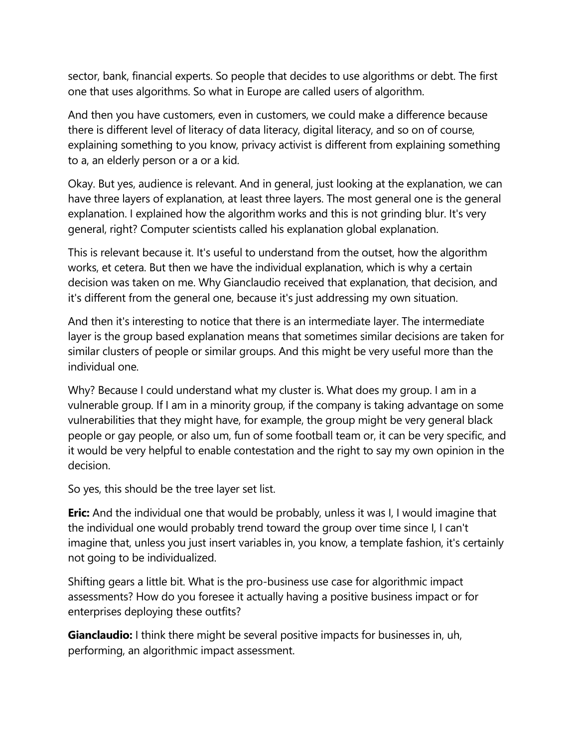sector, bank, financial experts. So people that decides to use algorithms or debt. The first one that uses algorithms. So what in Europe are called users of algorithm.

And then you have customers, even in customers, we could make a difference because there is different level of literacy of data literacy, digital literacy, and so on of course, explaining something to you know, privacy activist is different from explaining something to a, an elderly person or a or a kid.

Okay. But yes, audience is relevant. And in general, just looking at the explanation, we can have three layers of explanation, at least three layers. The most general one is the general explanation. I explained how the algorithm works and this is not grinding blur. It's very general, right? Computer scientists called his explanation global explanation.

This is relevant because it. It's useful to understand from the outset, how the algorithm works, et cetera. But then we have the individual explanation, which is why a certain decision was taken on me. Why Gianclaudio received that explanation, that decision, and it's different from the general one, because it's just addressing my own situation.

And then it's interesting to notice that there is an intermediate layer. The intermediate layer is the group based explanation means that sometimes similar decisions are taken for similar clusters of people or similar groups. And this might be very useful more than the individual one.

Why? Because I could understand what my cluster is. What does my group. I am in a vulnerable group. If I am in a minority group, if the company is taking advantage on some vulnerabilities that they might have, for example, the group might be very general black people or gay people, or also um, fun of some football team or, it can be very specific, and it would be very helpful to enable contestation and the right to say my own opinion in the decision.

So yes, this should be the tree layer set list.

**Eric:** And the individual one that would be probably, unless it was I, I would imagine that the individual one would probably trend toward the group over time since I, I can't imagine that, unless you just insert variables in, you know, a template fashion, it's certainly not going to be individualized.

Shifting gears a little bit. What is the pro-business use case for algorithmic impact assessments? How do you foresee it actually having a positive business impact or for enterprises deploying these outfits?

**Gianclaudio:** I think there might be several positive impacts for businesses in, uh, performing, an algorithmic impact assessment.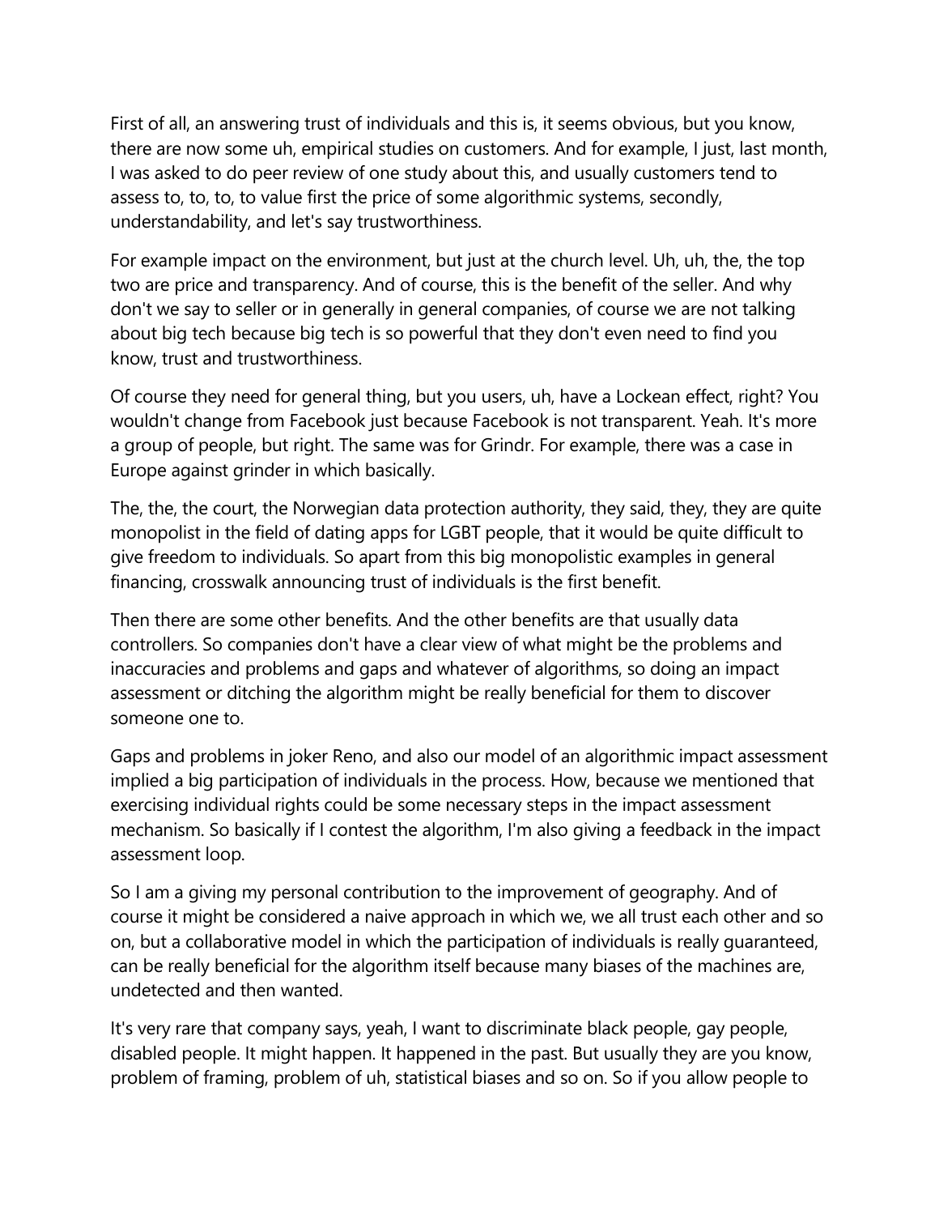First of all, an answering trust of individuals and this is, it seems obvious, but you know, there are now some uh, empirical studies on customers. And for example, I just, last month, I was asked to do peer review of one study about this, and usually customers tend to assess to, to, to, to value first the price of some algorithmic systems, secondly, understandability, and let's say trustworthiness.

For example impact on the environment, but just at the church level. Uh, uh, the, the top two are price and transparency. And of course, this is the benefit of the seller. And why don't we say to seller or in generally in general companies, of course we are not talking about big tech because big tech is so powerful that they don't even need to find you know, trust and trustworthiness.

Of course they need for general thing, but you users, uh, have a Lockean effect, right? You wouldn't change from Facebook just because Facebook is not transparent. Yeah. It's more a group of people, but right. The same was for Grindr. For example, there was a case in Europe against grinder in which basically.

The, the, the court, the Norwegian data protection authority, they said, they, they are quite monopolist in the field of dating apps for LGBT people, that it would be quite difficult to give freedom to individuals. So apart from this big monopolistic examples in general financing, crosswalk announcing trust of individuals is the first benefit.

Then there are some other benefits. And the other benefits are that usually data controllers. So companies don't have a clear view of what might be the problems and inaccuracies and problems and gaps and whatever of algorithms, so doing an impact assessment or ditching the algorithm might be really beneficial for them to discover someone one to.

Gaps and problems in joker Reno, and also our model of an algorithmic impact assessment implied a big participation of individuals in the process. How, because we mentioned that exercising individual rights could be some necessary steps in the impact assessment mechanism. So basically if I contest the algorithm, I'm also giving a feedback in the impact assessment loop.

So I am a giving my personal contribution to the improvement of geography. And of course it might be considered a naive approach in which we, we all trust each other and so on, but a collaborative model in which the participation of individuals is really guaranteed, can be really beneficial for the algorithm itself because many biases of the machines are, undetected and then wanted.

It's very rare that company says, yeah, I want to discriminate black people, gay people, disabled people. It might happen. It happened in the past. But usually they are you know, problem of framing, problem of uh, statistical biases and so on. So if you allow people to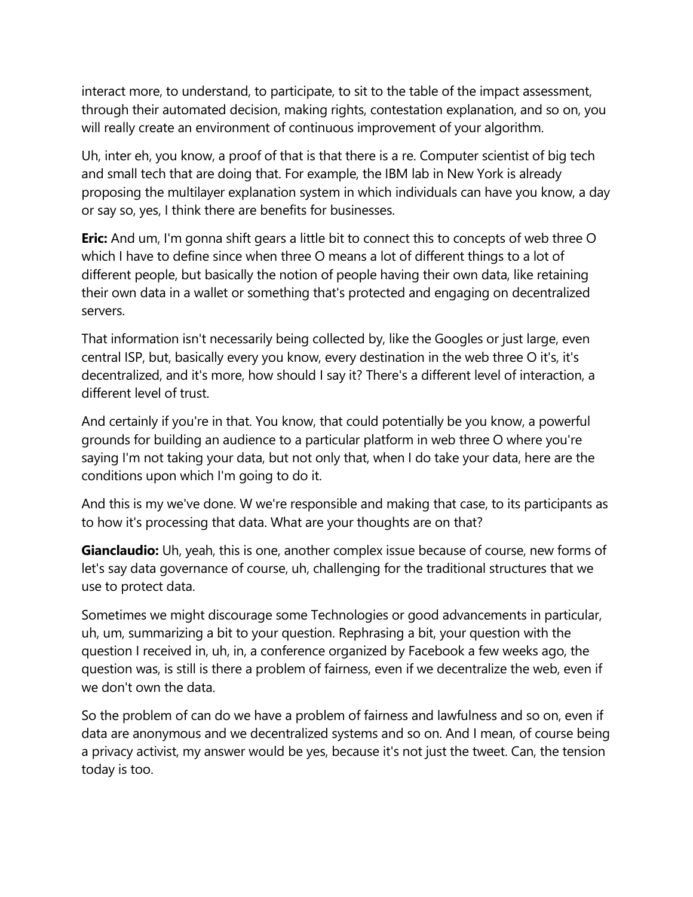interact more, to understand, to participate, to sit to the table of the impact assessment, through their automated decision, making rights, contestation explanation, and so on, you will really create an environment of continuous improvement of your algorithm.

Uh, inter eh, you know, a proof of that is that there is a re. Computer scientist of big tech and small tech that are doing that. For example, the IBM lab in New York is already proposing the multilayer explanation system in which individuals can have you know, a day or say so, yes, I think there are benefits for businesses.

**Eric:** And um, I'm gonna shift gears a little bit to connect this to concepts of web three O which I have to define since when three O means a lot of different things to a lot of different people, but basically the notion of people having their own data, like retaining their own data in a wallet or something that's protected and engaging on decentralized servers.

That information isn't necessarily being collected by, like the Googles or just large, even central ISP, but, basically every you know, every destination in the web three O it's, it's decentralized, and it's more, how should I say it? There's a different level of interaction, a different level of trust.

And certainly if you're in that. You know, that could potentially be you know, a powerful grounds for building an audience to a particular platform in web three O where you're saying I'm not taking your data, but not only that, when I do take your data, here are the conditions upon which I'm going to do it.

And this is my we've done. W we're responsible and making that case, to its participants as to how it's processing that data. What are your thoughts are on that?

**Gianclaudio:** Uh, yeah, this is one, another complex issue because of course, new forms of let's say data governance of course, uh, challenging for the traditional structures that we use to protect data.

Sometimes we might discourage some Technologies or good advancements in particular, uh, um, summarizing a bit to your question. Rephrasing a bit, your question with the question I received in, uh, in, a conference organized by Facebook a few weeks ago, the question was, is still is there a problem of fairness, even if we decentralize the web, even if we don't own the data.

So the problem of can do we have a problem of fairness and lawfulness and so on, even if data are anonymous and we decentralized systems and so on. And I mean, of course being a privacy activist, my answer would be yes, because it's not just the tweet. Can, the tension today is too.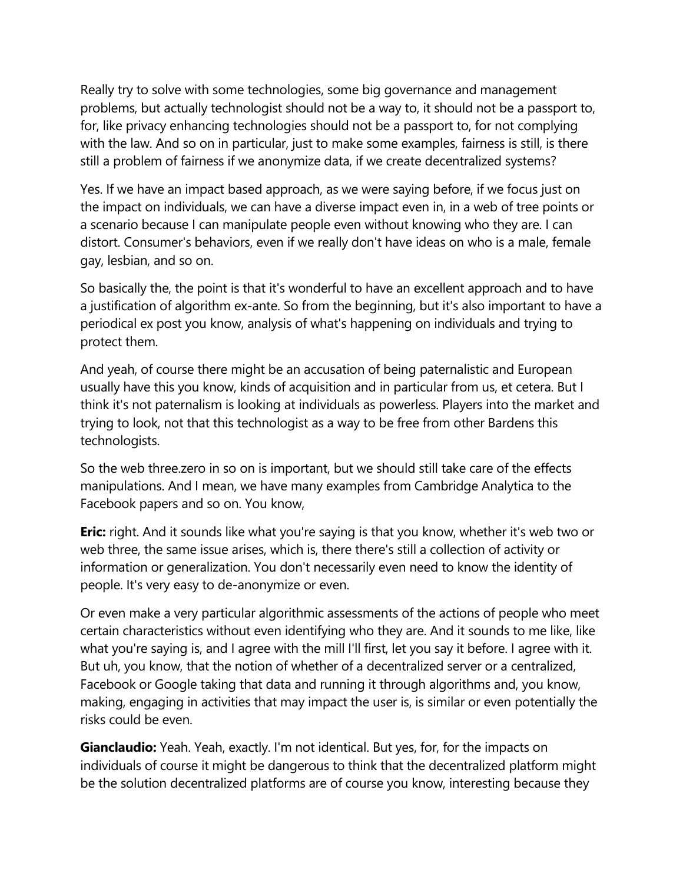Really try to solve with some technologies, some big governance and management problems, but actually technologist should not be a way to, it should not be a passport to, for, like privacy enhancing technologies should not be a passport to, for not complying with the law. And so on in particular, just to make some examples, fairness is still, is there still a problem of fairness if we anonymize data, if we create decentralized systems?

Yes. If we have an impact based approach, as we were saying before, if we focus just on the impact on individuals, we can have a diverse impact even in, in a web of tree points or a scenario because I can manipulate people even without knowing who they are. I can distort. Consumer's behaviors, even if we really don't have ideas on who is a male, female gay, lesbian, and so on.

So basically the, the point is that it's wonderful to have an excellent approach and to have a justification of algorithm ex-ante. So from the beginning, but it's also important to have a periodical ex post you know, analysis of what's happening on individuals and trying to protect them.

And yeah, of course there might be an accusation of being paternalistic and European usually have this you know, kinds of acquisition and in particular from us, et cetera. But I think it's not paternalism is looking at individuals as powerless. Players into the market and trying to look, not that this technologist as a way to be free from other Bardens this technologists.

So the web three.zero in so on is important, but we should still take care of the effects manipulations. And I mean, we have many examples from Cambridge Analytica to the Facebook papers and so on. You know,

**Eric:** right. And it sounds like what you're saying is that you know, whether it's web two or web three, the same issue arises, which is, there there's still a collection of activity or information or generalization. You don't necessarily even need to know the identity of people. It's very easy to de-anonymize or even.

Or even make a very particular algorithmic assessments of the actions of people who meet certain characteristics without even identifying who they are. And it sounds to me like, like what you're saying is, and I agree with the mill I'll first, let you say it before. I agree with it. But uh, you know, that the notion of whether of a decentralized server or a centralized, Facebook or Google taking that data and running it through algorithms and, you know, making, engaging in activities that may impact the user is, is similar or even potentially the risks could be even.

**Gianclaudio:** Yeah. Yeah, exactly. I'm not identical. But yes, for, for the impacts on individuals of course it might be dangerous to think that the decentralized platform might be the solution decentralized platforms are of course you know, interesting because they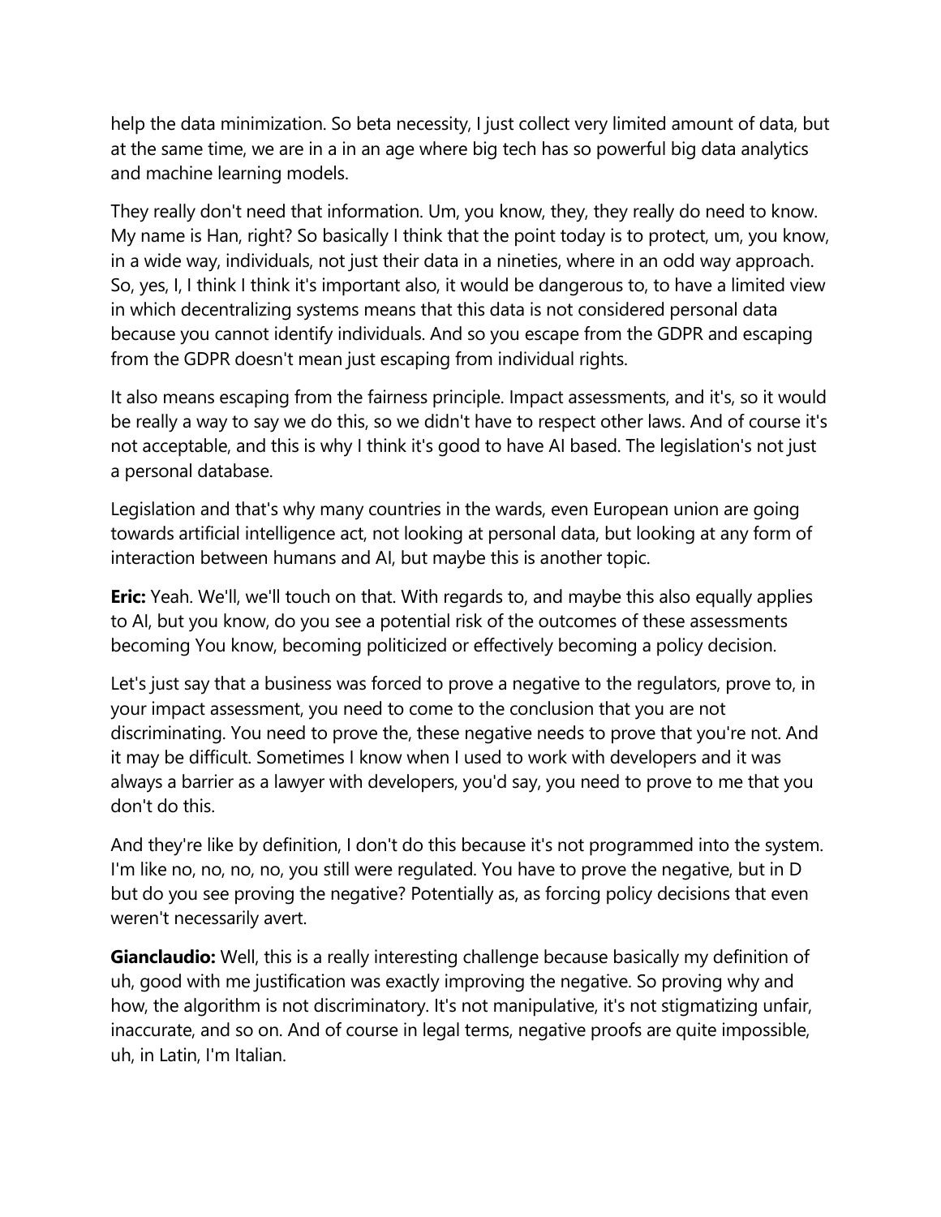help the data minimization. So beta necessity, I just collect very limited amount of data, but at the same time, we are in a in an age where big tech has so powerful big data analytics and machine learning models.

They really don't need that information. Um, you know, they, they really do need to know. My name is Han, right? So basically I think that the point today is to protect, um, you know, in a wide way, individuals, not just their data in a nineties, where in an odd way approach. So, yes, I, I think I think it's important also, it would be dangerous to, to have a limited view in which decentralizing systems means that this data is not considered personal data because you cannot identify individuals. And so you escape from the GDPR and escaping from the GDPR doesn't mean just escaping from individual rights.

It also means escaping from the fairness principle. Impact assessments, and it's, so it would be really a way to say we do this, so we didn't have to respect other laws. And of course it's not acceptable, and this is why I think it's good to have AI based. The legislation's not just a personal database.

Legislation and that's why many countries in the wards, even European union are going towards artificial intelligence act, not looking at personal data, but looking at any form of interaction between humans and AI, but maybe this is another topic.

**Eric:** Yeah. We'll, we'll touch on that. With regards to, and maybe this also equally applies to AI, but you know, do you see a potential risk of the outcomes of these assessments becoming You know, becoming politicized or effectively becoming a policy decision.

Let's just say that a business was forced to prove a negative to the regulators, prove to, in your impact assessment, you need to come to the conclusion that you are not discriminating. You need to prove the, these negative needs to prove that you're not. And it may be difficult. Sometimes I know when I used to work with developers and it was always a barrier as a lawyer with developers, you'd say, you need to prove to me that you don't do this.

And they're like by definition, I don't do this because it's not programmed into the system. I'm like no, no, no, no, you still were regulated. You have to prove the negative, but in D but do you see proving the negative? Potentially as, as forcing policy decisions that even weren't necessarily avert.

**Gianclaudio:** Well, this is a really interesting challenge because basically my definition of uh, good with me justification was exactly improving the negative. So proving why and how, the algorithm is not discriminatory. It's not manipulative, it's not stigmatizing unfair, inaccurate, and so on. And of course in legal terms, negative proofs are quite impossible, uh, in Latin, I'm Italian.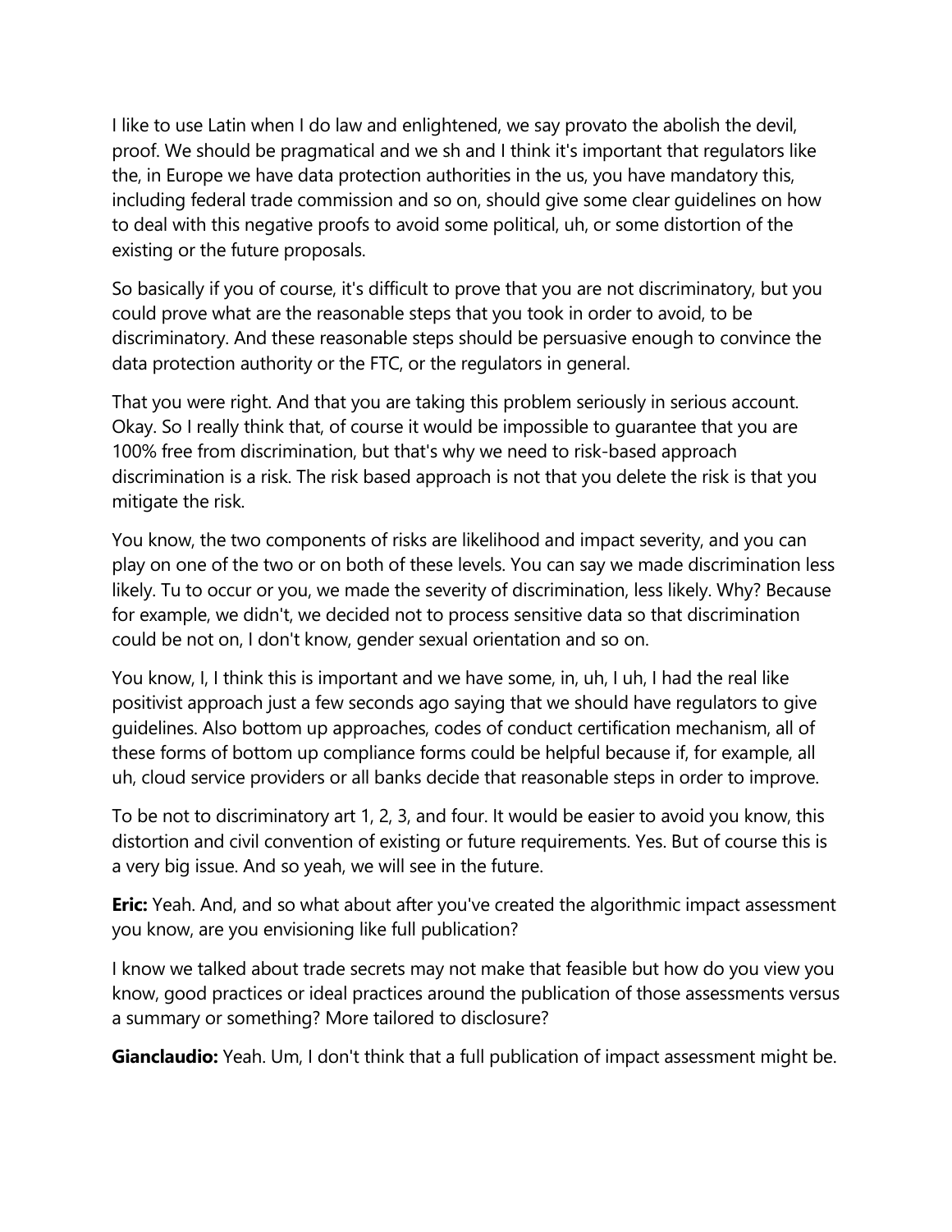I like to use Latin when I do law and enlightened, we say provato the abolish the devil, proof. We should be pragmatical and we sh and I think it's important that regulators like the, in Europe we have data protection authorities in the us, you have mandatory this, including federal trade commission and so on, should give some clear guidelines on how to deal with this negative proofs to avoid some political, uh, or some distortion of the existing or the future proposals.

So basically if you of course, it's difficult to prove that you are not discriminatory, but you could prove what are the reasonable steps that you took in order to avoid, to be discriminatory. And these reasonable steps should be persuasive enough to convince the data protection authority or the FTC, or the regulators in general.

That you were right. And that you are taking this problem seriously in serious account. Okay. So I really think that, of course it would be impossible to guarantee that you are 100% free from discrimination, but that's why we need to risk-based approach discrimination is a risk. The risk based approach is not that you delete the risk is that you mitigate the risk.

You know, the two components of risks are likelihood and impact severity, and you can play on one of the two or on both of these levels. You can say we made discrimination less likely. Tu to occur or you, we made the severity of discrimination, less likely. Why? Because for example, we didn't, we decided not to process sensitive data so that discrimination could be not on, I don't know, gender sexual orientation and so on.

You know, I, I think this is important and we have some, in, uh, I uh, I had the real like positivist approach just a few seconds ago saying that we should have regulators to give guidelines. Also bottom up approaches, codes of conduct certification mechanism, all of these forms of bottom up compliance forms could be helpful because if, for example, all uh, cloud service providers or all banks decide that reasonable steps in order to improve.

To be not to discriminatory art 1, 2, 3, and four. It would be easier to avoid you know, this distortion and civil convention of existing or future requirements. Yes. But of course this is a very big issue. And so yeah, we will see in the future.

**Eric:** Yeah. And, and so what about after you've created the algorithmic impact assessment you know, are you envisioning like full publication?

I know we talked about trade secrets may not make that feasible but how do you view you know, good practices or ideal practices around the publication of those assessments versus a summary or something? More tailored to disclosure?

**Gianclaudio:** Yeah. Um, I don't think that a full publication of impact assessment might be.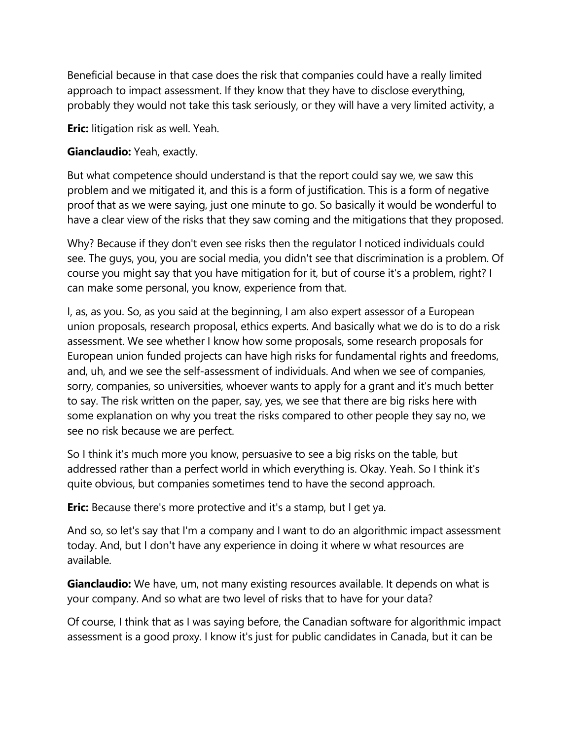Beneficial because in that case does the risk that companies could have a really limited approach to impact assessment. If they know that they have to disclose everything, probably they would not take this task seriously, or they will have a very limited activity, a

**Eric:** litigation risk as well. Yeah.

**Gianclaudio:** Yeah, exactly.

But what competence should understand is that the report could say we, we saw this problem and we mitigated it, and this is a form of justification. This is a form of negative proof that as we were saying, just one minute to go. So basically it would be wonderful to have a clear view of the risks that they saw coming and the mitigations that they proposed.

Why? Because if they don't even see risks then the regulator I noticed individuals could see. The guys, you, you are social media, you didn't see that discrimination is a problem. Of course you might say that you have mitigation for it, but of course it's a problem, right? I can make some personal, you know, experience from that.

I, as, as you. So, as you said at the beginning, I am also expert assessor of a European union proposals, research proposal, ethics experts. And basically what we do is to do a risk assessment. We see whether I know how some proposals, some research proposals for European union funded projects can have high risks for fundamental rights and freedoms, and, uh, and we see the self-assessment of individuals. And when we see of companies, sorry, companies, so universities, whoever wants to apply for a grant and it's much better to say. The risk written on the paper, say, yes, we see that there are big risks here with some explanation on why you treat the risks compared to other people they say no, we see no risk because we are perfect.

So I think it's much more you know, persuasive to see a big risks on the table, but addressed rather than a perfect world in which everything is. Okay. Yeah. So I think it's quite obvious, but companies sometimes tend to have the second approach.

**Eric:** Because there's more protective and it's a stamp, but I get ya.

And so, so let's say that I'm a company and I want to do an algorithmic impact assessment today. And, but I don't have any experience in doing it where w what resources are available.

**Gianclaudio:** We have, um, not many existing resources available. It depends on what is your company. And so what are two level of risks that to have for your data?

Of course, I think that as I was saying before, the Canadian software for algorithmic impact assessment is a good proxy. I know it's just for public candidates in Canada, but it can be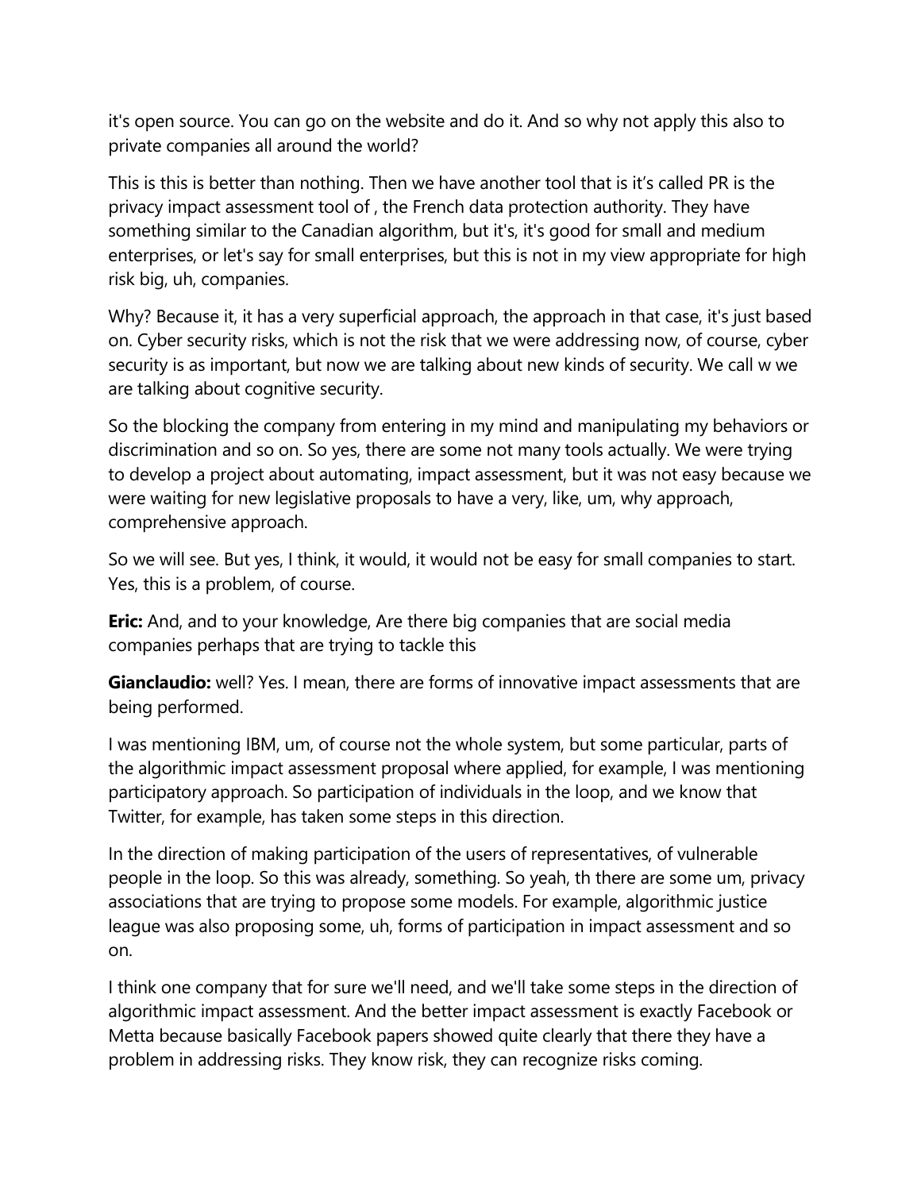it's open source. You can go on the website and do it. And so why not apply this also to private companies all around the world?

This is this is better than nothing. Then we have another tool that is it's called PR is the privacy impact assessment tool of , the French data protection authority. They have something similar to the Canadian algorithm, but it's, it's good for small and medium enterprises, or let's say for small enterprises, but this is not in my view appropriate for high risk big, uh, companies.

Why? Because it, it has a very superficial approach, the approach in that case, it's just based on. Cyber security risks, which is not the risk that we were addressing now, of course, cyber security is as important, but now we are talking about new kinds of security. We call w we are talking about cognitive security.

So the blocking the company from entering in my mind and manipulating my behaviors or discrimination and so on. So yes, there are some not many tools actually. We were trying to develop a project about automating, impact assessment, but it was not easy because we were waiting for new legislative proposals to have a very, like, um, why approach, comprehensive approach.

So we will see. But yes, I think, it would, it would not be easy for small companies to start. Yes, this is a problem, of course.

**Eric:** And, and to your knowledge, Are there big companies that are social media companies perhaps that are trying to tackle this

**Gianclaudio:** well? Yes. I mean, there are forms of innovative impact assessments that are being performed.

I was mentioning IBM, um, of course not the whole system, but some particular, parts of the algorithmic impact assessment proposal where applied, for example, I was mentioning participatory approach. So participation of individuals in the loop, and we know that Twitter, for example, has taken some steps in this direction.

In the direction of making participation of the users of representatives, of vulnerable people in the loop. So this was already, something. So yeah, th there are some um, privacy associations that are trying to propose some models. For example, algorithmic justice league was also proposing some, uh, forms of participation in impact assessment and so on.

I think one company that for sure we'll need, and we'll take some steps in the direction of algorithmic impact assessment. And the better impact assessment is exactly Facebook or Metta because basically Facebook papers showed quite clearly that there they have a problem in addressing risks. They know risk, they can recognize risks coming.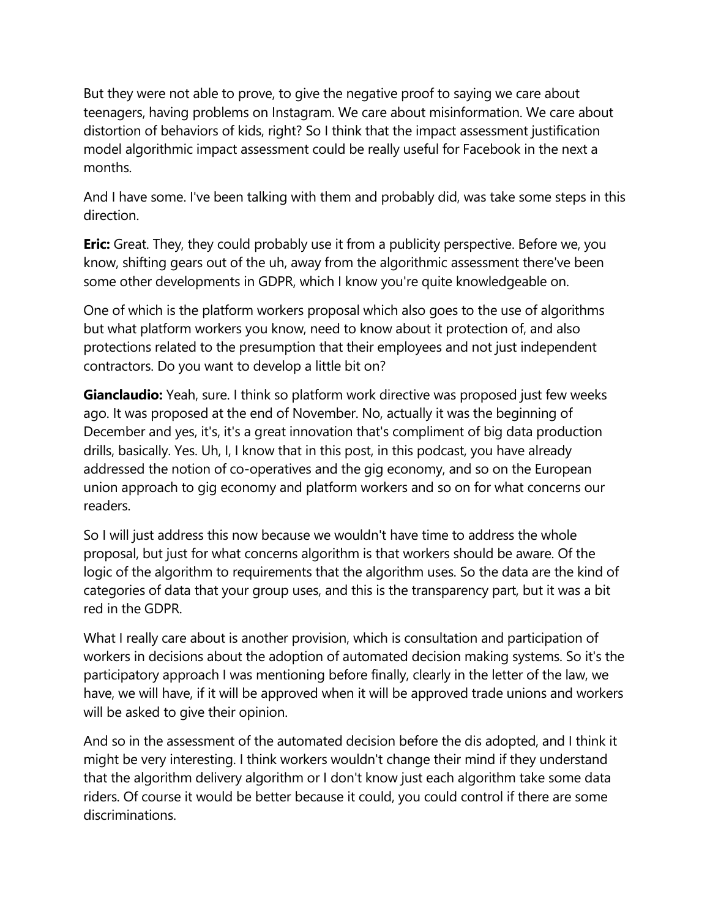But they were not able to prove, to give the negative proof to saying we care about teenagers, having problems on Instagram. We care about misinformation. We care about distortion of behaviors of kids, right? So I think that the impact assessment justification model algorithmic impact assessment could be really useful for Facebook in the next a months.

And I have some. I've been talking with them and probably did, was take some steps in this direction.

**Eric:** Great. They, they could probably use it from a publicity perspective. Before we, you know, shifting gears out of the uh, away from the algorithmic assessment there've been some other developments in GDPR, which I know you're quite knowledgeable on.

One of which is the platform workers proposal which also goes to the use of algorithms but what platform workers you know, need to know about it protection of, and also protections related to the presumption that their employees and not just independent contractors. Do you want to develop a little bit on?

**Gianclaudio:** Yeah, sure. I think so platform work directive was proposed just few weeks ago. It was proposed at the end of November. No, actually it was the beginning of December and yes, it's, it's a great innovation that's compliment of big data production drills, basically. Yes. Uh, I, I know that in this post, in this podcast, you have already addressed the notion of co-operatives and the gig economy, and so on the European union approach to gig economy and platform workers and so on for what concerns our readers.

So I will just address this now because we wouldn't have time to address the whole proposal, but just for what concerns algorithm is that workers should be aware. Of the logic of the algorithm to requirements that the algorithm uses. So the data are the kind of categories of data that your group uses, and this is the transparency part, but it was a bit red in the GDPR.

What I really care about is another provision, which is consultation and participation of workers in decisions about the adoption of automated decision making systems. So it's the participatory approach I was mentioning before finally, clearly in the letter of the law, we have, we will have, if it will be approved when it will be approved trade unions and workers will be asked to give their opinion.

And so in the assessment of the automated decision before the dis adopted, and I think it might be very interesting. I think workers wouldn't change their mind if they understand that the algorithm delivery algorithm or I don't know just each algorithm take some data riders. Of course it would be better because it could, you could control if there are some discriminations.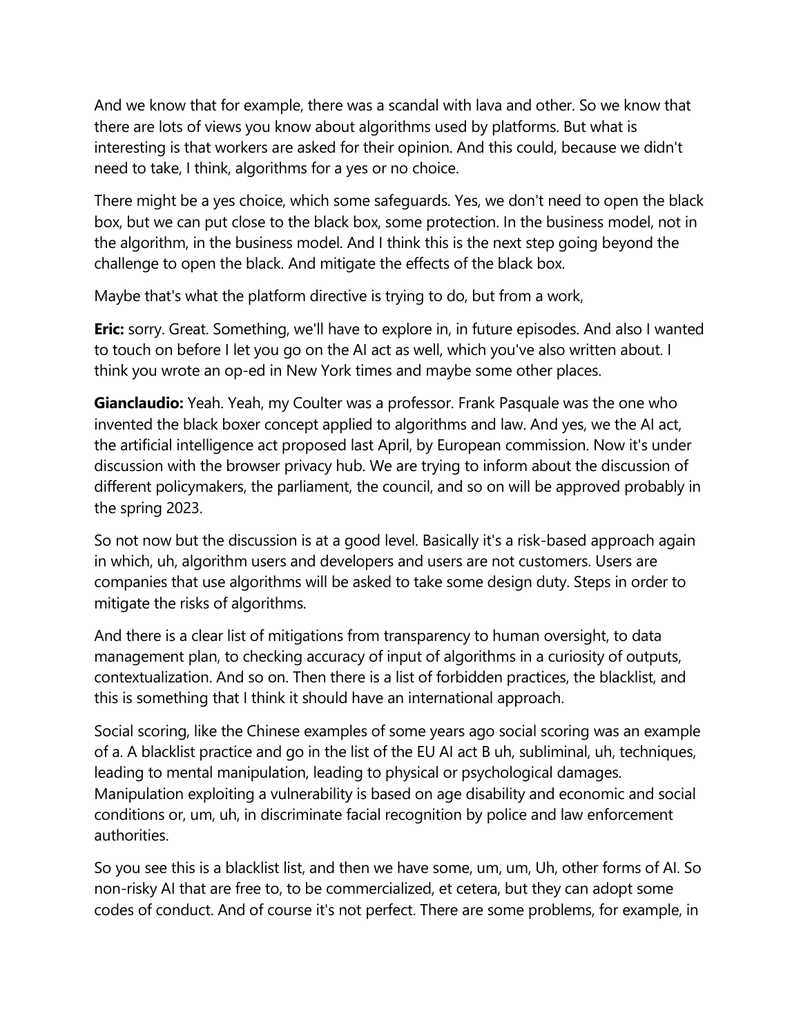And we know that for example, there was a scandal with lava and other. So we know that there are lots of views you know about algorithms used by platforms. But what is interesting is that workers are asked for their opinion. And this could, because we didn't need to take, I think, algorithms for a yes or no choice.

There might be a yes choice, which some safeguards. Yes, we don't need to open the black box, but we can put close to the black box, some protection. In the business model, not in the algorithm, in the business model. And I think this is the next step going beyond the challenge to open the black. And mitigate the effects of the black box.

Maybe that's what the platform directive is trying to do, but from a work,

**Eric:** sorry. Great. Something, we'll have to explore in, in future episodes. And also I wanted to touch on before I let you go on the AI act as well, which you've also written about. I think you wrote an op-ed in New York times and maybe some other places.

**Gianclaudio:** Yeah. Yeah, my Coulter was a professor. Frank Pasquale was the one who invented the black boxer concept applied to algorithms and law. And yes, we the AI act, the artificial intelligence act proposed last April, by European commission. Now it's under discussion with the browser privacy hub. We are trying to inform about the discussion of different policymakers, the parliament, the council, and so on will be approved probably in the spring 2023.

So not now but the discussion is at a good level. Basically it's a risk-based approach again in which, uh, algorithm users and developers and users are not customers. Users are companies that use algorithms will be asked to take some design duty. Steps in order to mitigate the risks of algorithms.

And there is a clear list of mitigations from transparency to human oversight, to data management plan, to checking accuracy of input of algorithms in a curiosity of outputs, contextualization. And so on. Then there is a list of forbidden practices, the blacklist, and this is something that I think it should have an international approach.

Social scoring, like the Chinese examples of some years ago social scoring was an example of a. A blacklist practice and go in the list of the EU AI act B uh, subliminal, uh, techniques, leading to mental manipulation, leading to physical or psychological damages. Manipulation exploiting a vulnerability is based on age disability and economic and social conditions or, um, uh, in discriminate facial recognition by police and law enforcement authorities.

So you see this is a blacklist list, and then we have some, um, um, Uh, other forms of AI. So non-risky AI that are free to, to be commercialized, et cetera, but they can adopt some codes of conduct. And of course it's not perfect. There are some problems, for example, in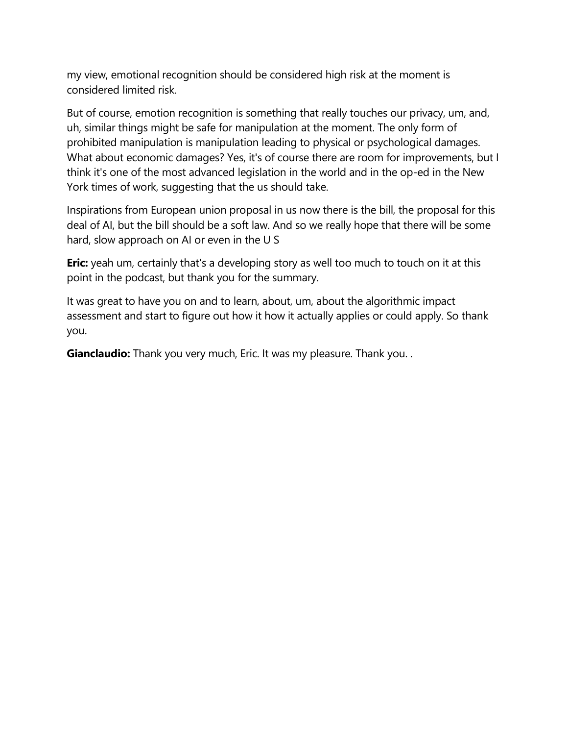my view, emotional recognition should be considered high risk at the moment is considered limited risk.

But of course, emotion recognition is something that really touches our privacy, um, and, uh, similar things might be safe for manipulation at the moment. The only form of prohibited manipulation is manipulation leading to physical or psychological damages. What about economic damages? Yes, it's of course there are room for improvements, but I think it's one of the most advanced legislation in the world and in the op-ed in the New York times of work, suggesting that the us should take.

Inspirations from European union proposal in us now there is the bill, the proposal for this deal of AI, but the bill should be a soft law. And so we really hope that there will be some hard, slow approach on AI or even in the U S

**Eric:** yeah um, certainly that's a developing story as well too much to touch on it at this point in the podcast, but thank you for the summary.

It was great to have you on and to learn, about, um, about the algorithmic impact assessment and start to figure out how it how it actually applies or could apply. So thank you.

**Gianclaudio:** Thank you very much, Eric. It was my pleasure. Thank you. .